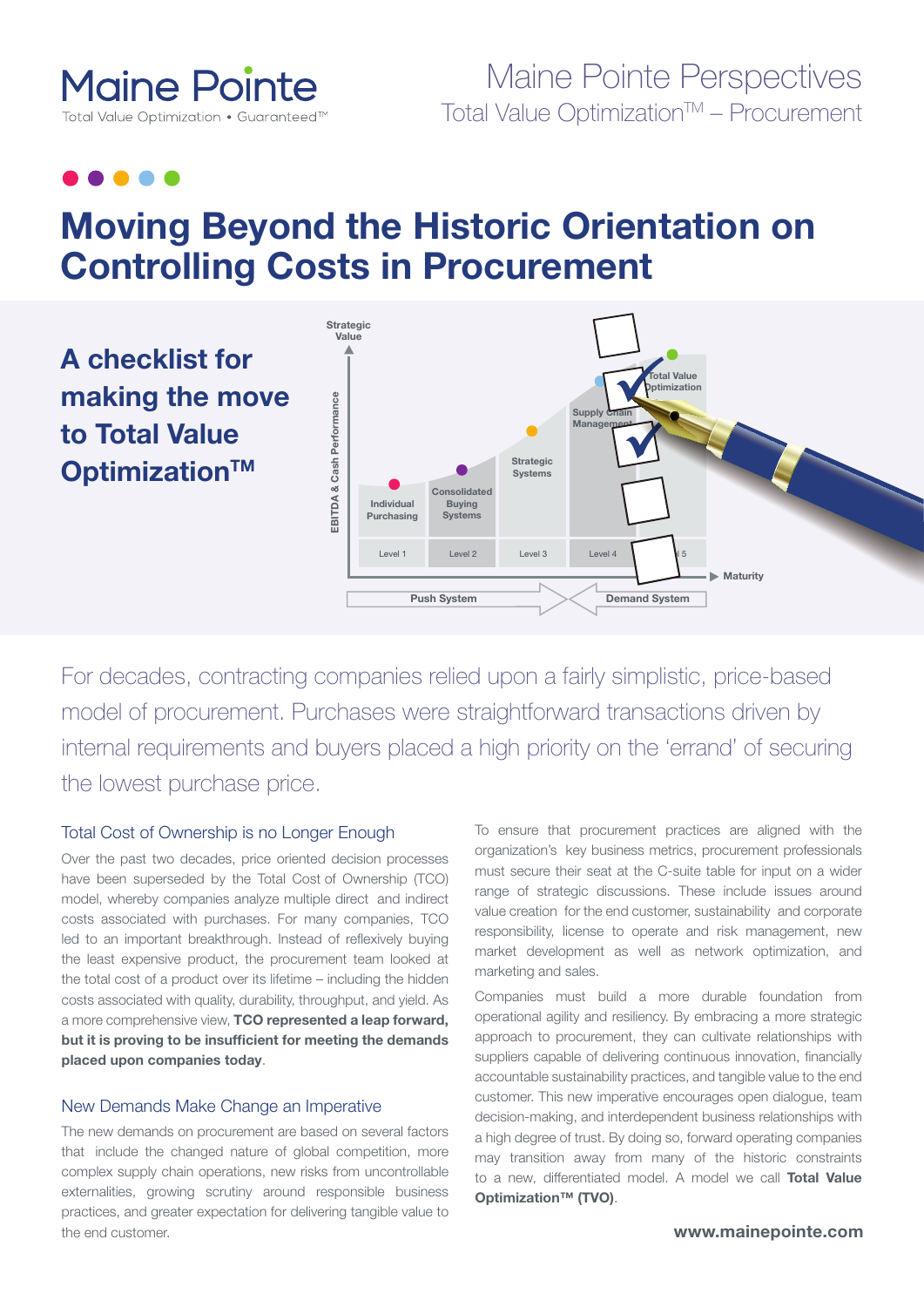Maine Pointe

Total Value Optimization • Guaranteed™

Maine Pointe Perspectives

Total Value Optimization™ – Procurement

# Moving Beyond the Historic Orientation on Controlling Costs in Procurement

## A checklist for making the move to Total Value Optimization™

For decades, contracting companies relied upon a fairly simplistic, price-based model of procurement. Purchases were straightforward transactions driven by internal requirements and buyers placed a high priority on the 'errand' of securing the lowest purchase price.

### Total Cost of Ownership is no Longer Enough

Over the past two decades, price oriented decision processes have been superseded by the Total Cost of Ownership (TCO) model, whereby companies analyze multiple direct and indirect costs associated with purchases. For many companies, TCO led to an important breakthrough. Instead of reflexively buying the least expensive product, the procurement team looked at the total cost of a product over its lifetime – including the hidden costs associated with quality, durability, throughput, and yield. As a more comprehensive view, **TCO represented a leap forward, but it is proving to be insufficient for meeting the demands placed upon companies today**.

### New Demands Make Change an Imperative

The new demands on procurement are based on several factors that include the changed nature of global competition, more complex supply chain operations, new risks from uncontrollable externalities, growing scrutiny around responsible business practices, and greater expectation for delivering tangible value to the end customer.

To ensure that procurement practices are aligned with the organization's key business metrics, procurement professionals must secure their seat at the C-suite table for input on a wider range of strategic discussions. These include issues around value creation for the end customer, sustainability and corporate responsibility, license to operate and risk management, new market development as well as network optimization, and marketing and sales.

Companies must build a more durable foundation from operational agility and resiliency. By embracing a more strategic approach to procurement, they can cultivate relationships with suppliers capable of delivering continuous innovation, financially accountable sustainability practices, and tangible value to the end customer. This new imperative encourages open dialogue, team decision-making, and interdependent business relationships with a high degree of trust. By doing so, forward operating companies may transition away from many of the historic constraints to a new, differentiated model. A model we call **Total Value Optimization™ (TVO)**.

www.mainepointe.com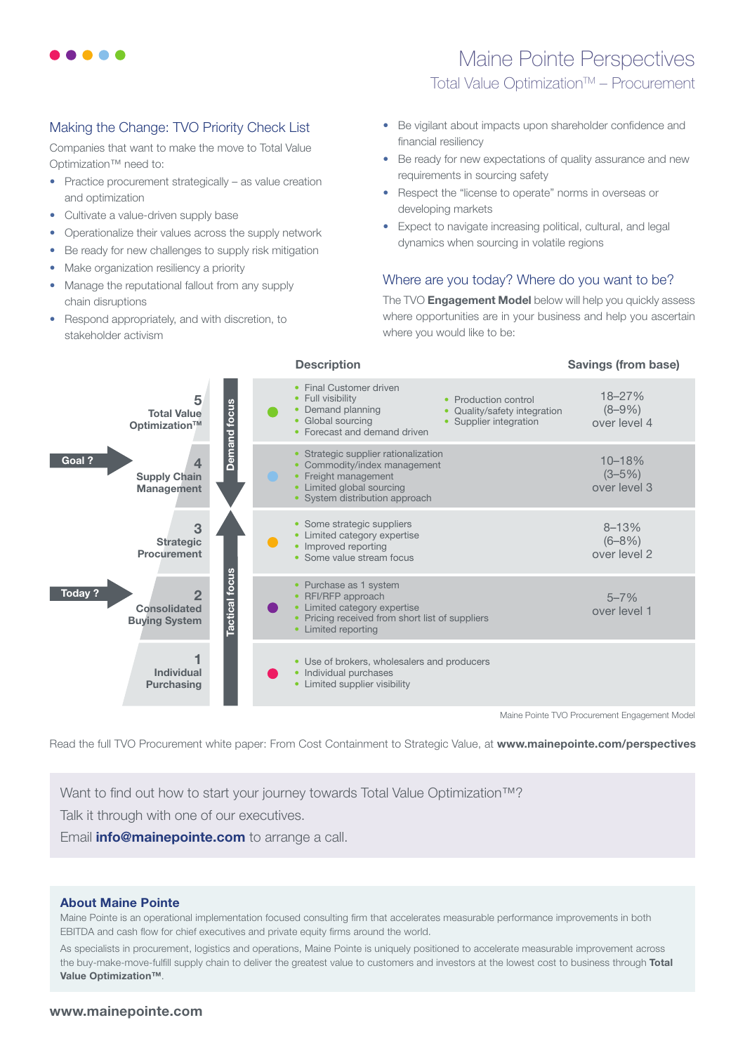Maine Pointe Perspectives

Total Value Optimization™ – Procurement

## Making the Change: TVO Priority Check List

Companies that want to make the move to Total Value Optimization™ need to:

- Practice procurement strategically – as value creation and optimization
- Cultivate a value-driven supply base
- Operationalize their values across the supply network
- Be ready for new challenges to supply risk mitigation
- Make organization resiliency a priority
- Manage the reputational fallout from any supply chain disruptions
- Respond appropriately, and with discretion, to stakeholder activism
- Be vigilant about impacts upon shareholder confidence and financial resiliency
- Be ready for new expectations of quality assurance and new requirements in sourcing safety
- Respect the "license to operate" norms in overseas or developing markets
- Expect to navigate increasing political, cultural, and legal dynamics when sourcing in volatile regions

## Where are you today? Where do you want to be?

The TVO **Engagement Model** below will help you quickly assess where opportunities are in your business and help you ascertain where you would like to be:

| Level | Focus | Description | Savings (from base) |
|---|---|---|---|
| 5 Total Value Optimization™ | Demand focus | • Final Customer driven • Full visibility • Demand planning • Global sourcing • Forecast and demand driven • Production control • Quality/safety integration • Supplier integration | 18–27% (8–9%) over level 4 |
| Goal ? 4 Supply Chain Management | Demand focus | • Strategic supplier rationalization • Commodity/index management • Freight management • Limited global sourcing • System distribution approach | 10–18% (3–5%) over level 3 |
| 3 Strategic Procurement | Tactical focus | • Some strategic suppliers • Limited category expertise • Improved reporting • Some value stream focus | 8–13% (6–8%) over level 2 |
| Today ? 2 Consolidated Buying System | Tactical focus | • Purchase as 1 system • RFI/RFP approach • Limited category expertise • Pricing received from short list of suppliers • Limited reporting | 5–7% over level 1 |
| 1 Individual Purchasing | Tactical focus | • Use of brokers, wholesalers and producers • Individual purchases • Limited supplier visibility | |

Maine Pointe TVO Procurement Engagement Model

Read the full TVO Procurement white paper: From Cost Containment to Strategic Value, at **www.mainepointe.com/perspectives**

Want to find out how to start your journey towards Total Value Optimization™?
Talk it through with one of our executives.
Email **info@mainepointe.com** to arrange a call.

## About Maine Pointe

Maine Pointe is an operational implementation focused consulting firm that accelerates measurable performance improvements in both EBITDA and cash flow for chief executives and private equity firms around the world.

As specialists in procurement, logistics and operations, Maine Pointe is uniquely positioned to accelerate measurable improvement across the buy-make-move-fulfill supply chain to deliver the greatest value to customers and investors at the lowest cost to business through **Total Value Optimization™**.

**www.mainepointe.com**